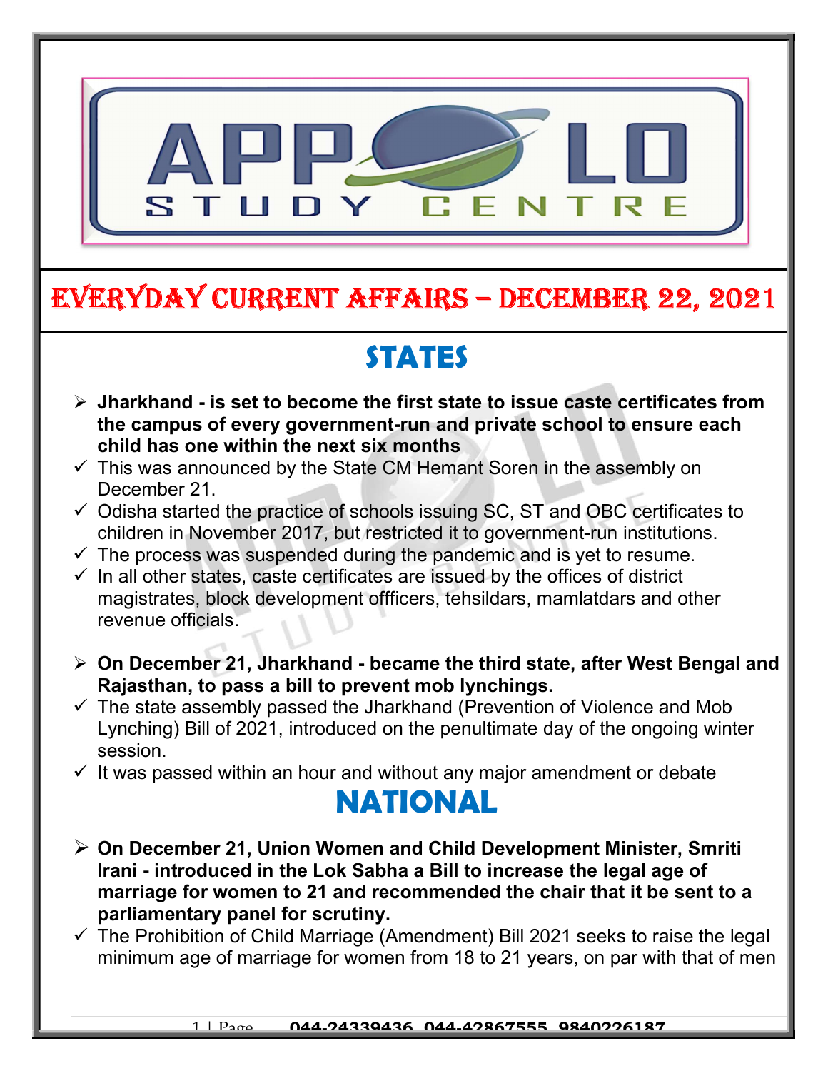# EVERYDAY CURRENT AFFAIRS – DECEMBER 22, 2021

## STATES

- **Jharkhand - is set to become the first state to issue caste certificates from the campus of every government-run and private school to ensure each child has one within the next six months**
  - ✓ This was announced by the State CM Hemant Soren in the assembly on December 21.
  - ✓ Odisha started the practice of schools issuing SC, ST and OBC certificates to children in November 2017, but restricted it to government-run institutions.
  - ✓ The process was suspended during the pandemic and is yet to resume.
  - ✓ In all other states, caste certificates are issued by the offices of district magistrates, block development offficers, tehsildars, mamlatdars and other revenue officials.

- **On December 21, Jharkhand - became the third state, after West Bengal and Rajasthan, to pass a bill to prevent mob lynchings.**
  - ✓ The state assembly passed the Jharkhand (Prevention of Violence and Mob Lynching) Bill of 2021, introduced on the penultimate day of the ongoing winter session.
  - ✓ It was passed within an hour and without any major amendment or debate

## NATIONAL

- **On December 21, Union Women and Child Development Minister, Smriti Irani - introduced in the Lok Sabha a Bill to increase the legal age of marriage for women to 21 and recommended the chair that it be sent to a parliamentary panel for scrutiny.**
  - ✓ The Prohibition of Child Marriage (Amendment) Bill 2021 seeks to raise the legal minimum age of marriage for women from 18 to 21 years, on par with that of men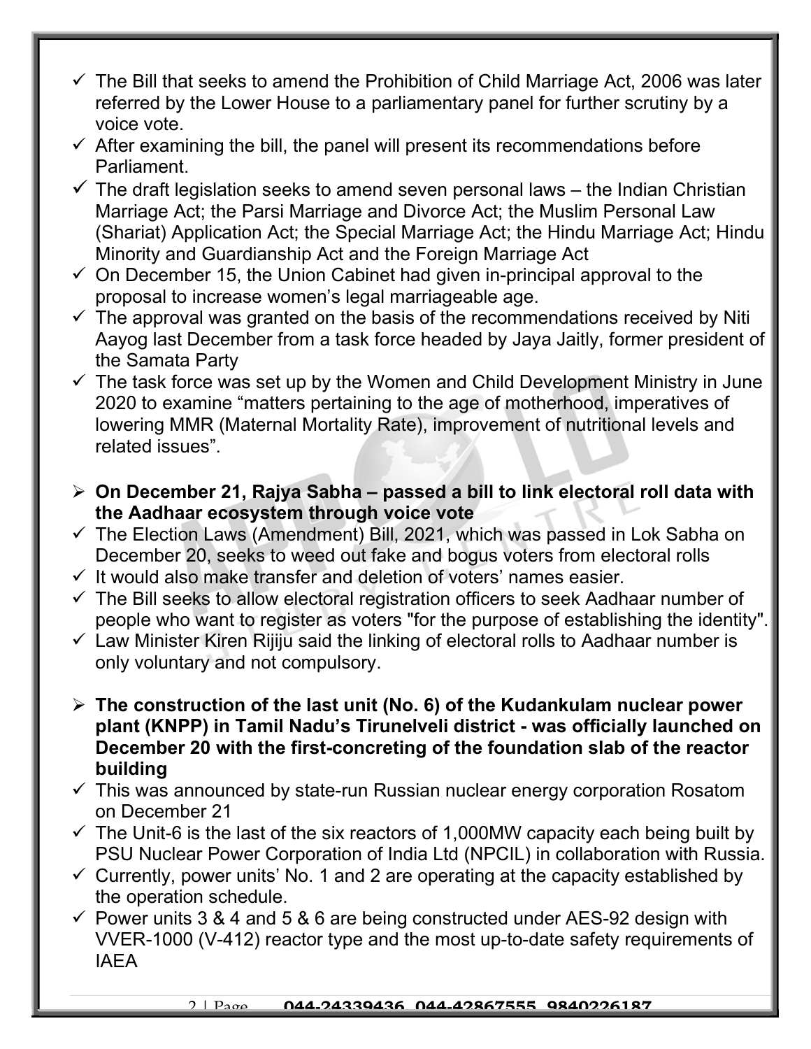- ✓ The Bill that seeks to amend the Prohibition of Child Marriage Act, 2006 was later referred by the Lower House to a parliamentary panel for further scrutiny by a voice vote.
- ✓ After examining the bill, the panel will present its recommendations before Parliament.
- ✓ The draft legislation seeks to amend seven personal laws – the Indian Christian Marriage Act; the Parsi Marriage and Divorce Act; the Muslim Personal Law (Shariat) Application Act; the Special Marriage Act; the Hindu Marriage Act; Hindu Minority and Guardianship Act and the Foreign Marriage Act
- ✓ On December 15, the Union Cabinet had given in-principal approval to the proposal to increase women's legal marriageable age.
- ✓ The approval was granted on the basis of the recommendations received by Niti Aayog last December from a task force headed by Jaya Jaitly, former president of the Samata Party
- ✓ The task force was set up by the Women and Child Development Ministry in June 2020 to examine "matters pertaining to the age of motherhood, imperatives of lowering MMR (Maternal Mortality Rate), improvement of nutritional levels and related issues".

- ➢ **On December 21, Rajya Sabha – passed a bill to link electoral roll data with the Aadhaar ecosystem through voice vote**
- ✓ The Election Laws (Amendment) Bill, 2021, which was passed in Lok Sabha on December 20, seeks to weed out fake and bogus voters from electoral rolls
- ✓ It would also make transfer and deletion of voters' names easier.
- ✓ The Bill seeks to allow electoral registration officers to seek Aadhaar number of people who want to register as voters "for the purpose of establishing the identity".
- ✓ Law Minister Kiren Rijiju said the linking of electoral rolls to Aadhaar number is only voluntary and not compulsory.

- ➢ **The construction of the last unit (No. 6) of the Kudankulam nuclear power plant (KNPP) in Tamil Nadu's Tirunelveli district - was officially launched on December 20 with the first-concreting of the foundation slab of the reactor building**
- ✓ This was announced by state-run Russian nuclear energy corporation Rosatom on December 21
- ✓ The Unit-6 is the last of the six reactors of 1,000MW capacity each being built by PSU Nuclear Power Corporation of India Ltd (NPCIL) in collaboration with Russia.
- ✓ Currently, power units' No. 1 and 2 are operating at the capacity established by the operation schedule.
- ✓ Power units 3 & 4 and 5 & 6 are being constructed under AES-92 design with VVER-1000 (V-412) reactor type and the most up-to-date safety requirements of IAEA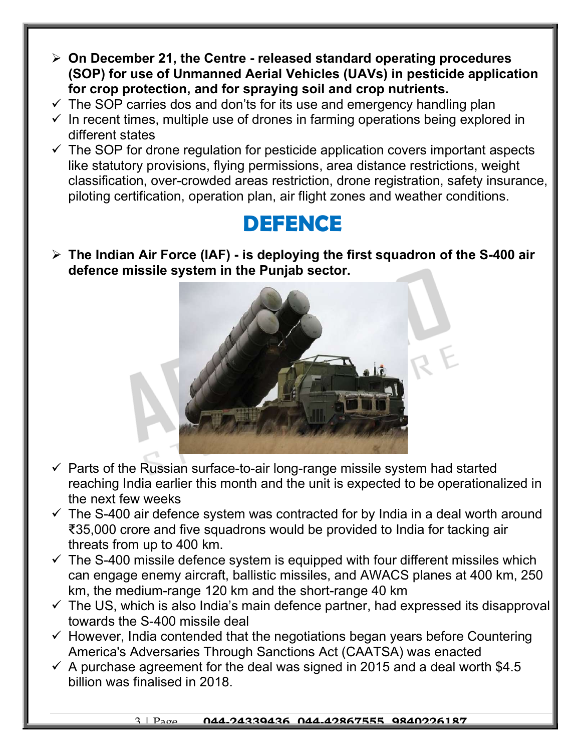- **On December 21, the Centre - released standard operating procedures (SOP) for use of Unmanned Aerial Vehicles (UAVs) in pesticide application for crop protection, and for spraying soil and crop nutrients.**
  - The SOP carries dos and don'ts for its use and emergency handling plan
  - In recent times, multiple use of drones in farming operations being explored in different states
  - The SOP for drone regulation for pesticide application covers important aspects like statutory provisions, flying permissions, area distance restrictions, weight classification, over-crowded areas restriction, drone registration, safety insurance, piloting certification, operation plan, air flight zones and weather conditions.

# DEFENCE

- **The Indian Air Force (IAF) - is deploying the first squadron of the S-400 air defence missile system in the Punjab sector.**
  - Parts of the Russian surface-to-air long-range missile system had started reaching India earlier this month and the unit is expected to be operationalized in the next few weeks
  - The S-400 air defence system was contracted for by India in a deal worth around ₹35,000 crore and five squadrons would be provided to India for tacking air threats from up to 400 km.
  - The S-400 missile defence system is equipped with four different missiles which can engage enemy aircraft, ballistic missiles, and AWACS planes at 400 km, 250 km, the medium-range 120 km and the short-range 40 km
  - The US, which is also India's main defence partner, had expressed its disapproval towards the S-400 missile deal
  - However, India contended that the negotiations began years before Countering America's Adversaries Through Sanctions Act (CAATSA) was enacted
  - A purchase agreement for the deal was signed in 2015 and a deal worth $4.5 billion was finalised in 2018.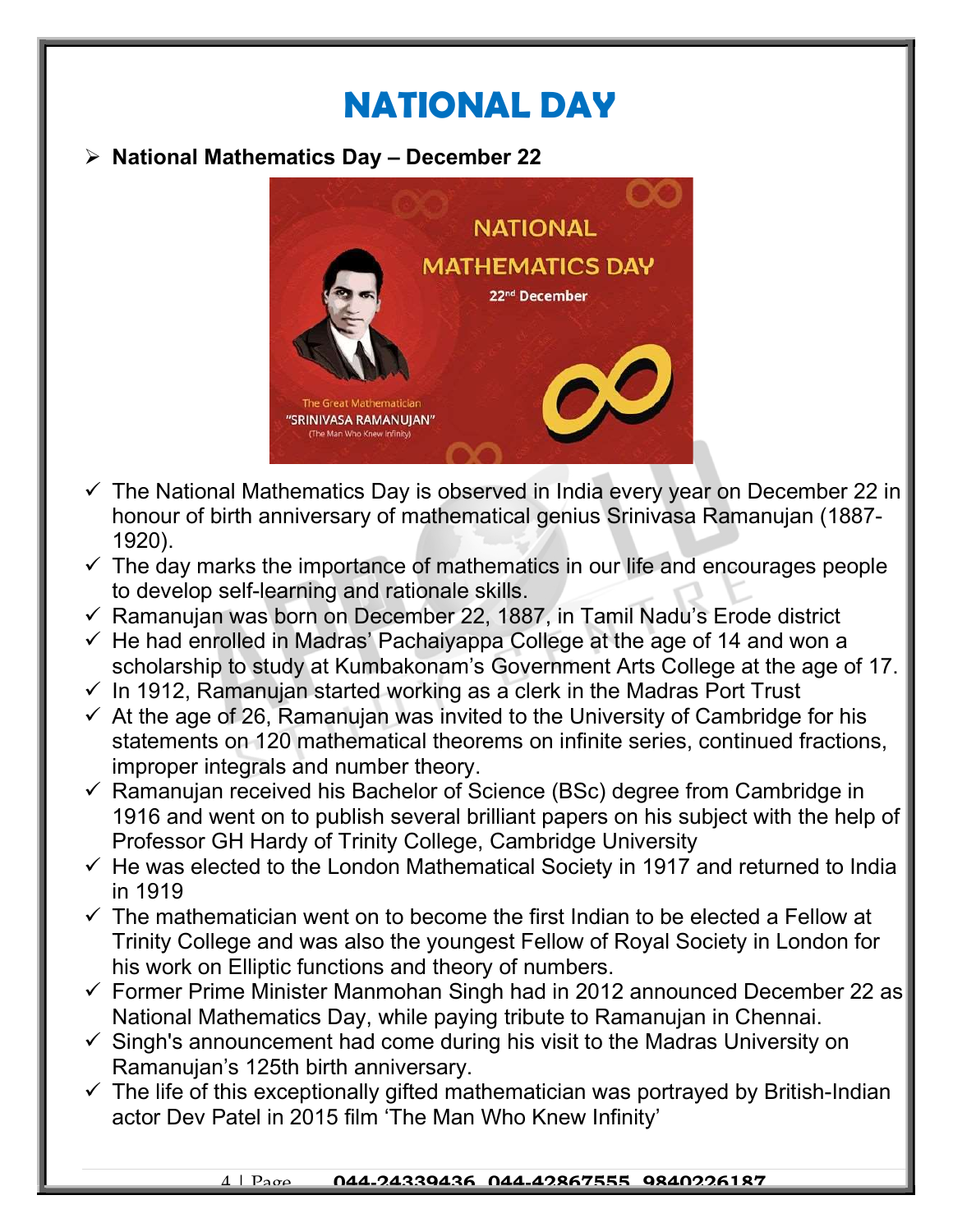# NATIONAL DAY

- **National Mathematics Day – December 22**

- The National Mathematics Day is observed in India every year on December 22 in honour of birth anniversary of mathematical genius Srinivasa Ramanujan (1887-1920).
- The day marks the importance of mathematics in our life and encourages people to develop self-learning and rationale skills.
- Ramanujan was born on December 22, 1887, in Tamil Nadu's Erode district
- He had enrolled in Madras' Pachaiyappa College at the age of 14 and won a scholarship to study at Kumbakonam's Government Arts College at the age of 17.
- In 1912, Ramanujan started working as a clerk in the Madras Port Trust
- At the age of 26, Ramanujan was invited to the University of Cambridge for his statements on 120 mathematical theorems on infinite series, continued fractions, improper integrals and number theory.
- Ramanujan received his Bachelor of Science (BSc) degree from Cambridge in 1916 and went on to publish several brilliant papers on his subject with the help of Professor GH Hardy of Trinity College, Cambridge University
- He was elected to the London Mathematical Society in 1917 and returned to India in 1919
- The mathematician went on to become the first Indian to be elected a Fellow at Trinity College and was also the youngest Fellow of Royal Society in London for his work on Elliptic functions and theory of numbers.
- Former Prime Minister Manmohan Singh had in 2012 announced December 22 as National Mathematics Day, while paying tribute to Ramanujan in Chennai.
- Singh's announcement had come during his visit to the Madras University on Ramanujan's 125th birth anniversary.
- The life of this exceptionally gifted mathematician was portrayed by British-Indian actor Dev Patel in 2015 film 'The Man Who Knew Infinity'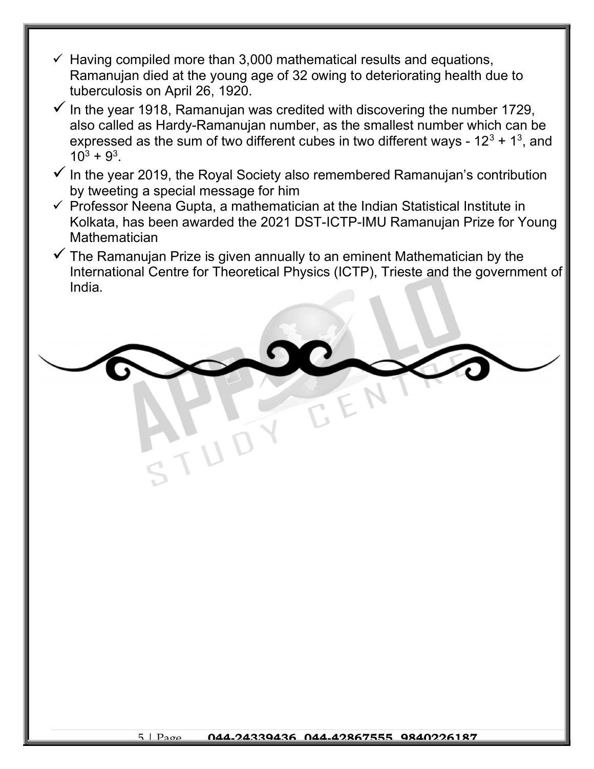- ✓ Having compiled more than 3,000 mathematical results and equations, Ramanujan died at the young age of 32 owing to deteriorating health due to tuberculosis on April 26, 1920.
- ✓ In the year 1918, Ramanujan was credited with discovering the number 1729, also called as Hardy-Ramanujan number, as the smallest number which can be expressed as the sum of two different cubes in two different ways - $12^3 + 1^3$, and $10^3 + 9^3$.
- ✓ In the year 2019, the Royal Society also remembered Ramanujan's contribution by tweeting a special message for him
- ✓ Professor Neena Gupta, a mathematician at the Indian Statistical Institute in Kolkata, has been awarded the 2021 DST-ICTP-IMU Ramanujan Prize for Young Mathematician
- ✓ The Ramanujan Prize is given annually to an eminent Mathematician by the International Centre for Theoretical Physics (ICTP), Trieste and the government of India.